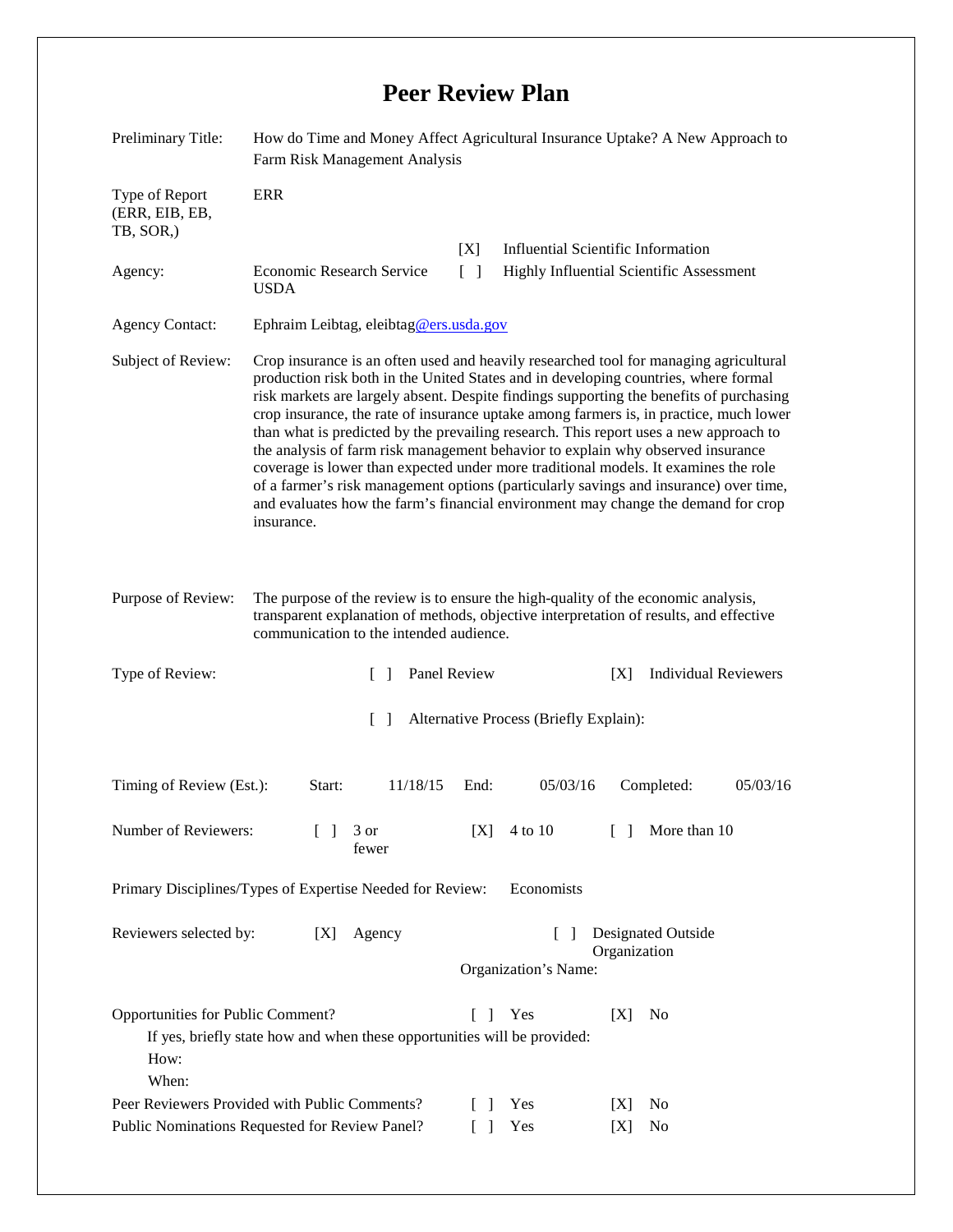# Peer Review Plan

| | |
|---|---|
| Preliminary Title: | How do Time and Money Affect Agricultural Insurance Uptake? A New Approach to Farm Risk Management Analysis |
| Type of Report (ERR, EIB, EB, TB, SOR,) | ERR |
| Agency: | Economic Research Service USDA |

[X] Influential Scientific Information
[ ] Highly Influential Scientific Assessment

**Agency Contact:** Ephraim Leibtag, eleibtag@ers.usda.gov

**Subject of Review:** Crop insurance is an often used and heavily researched tool for managing agricultural production risk both in the United States and in developing countries, where formal risk markets are largely absent. Despite findings supporting the benefits of purchasing crop insurance, the rate of insurance uptake among farmers is, in practice, much lower than what is predicted by the prevailing research. This report uses a new approach to the analysis of farm risk management behavior to explain why observed insurance coverage is lower than expected under more traditional models. It examines the role of a farmer's risk management options (particularly savings and insurance) over time, and evaluates how the farm's financial environment may change the demand for crop insurance.

**Purpose of Review:** The purpose of the review is to ensure the high-quality of the economic analysis, transparent explanation of methods, objective interpretation of results, and effective communication to the intended audience.

**Type of Review:** [ ] Panel Review [X] Individual Reviewers

[ ] Alternative Process (Briefly Explain):

**Timing of Review (Est.):** Start: 11/18/15 End: 05/03/16 Completed: 05/03/16

**Number of Reviewers:** [ ] 3 or fewer [X] 4 to 10 [ ] More than 10

**Primary Disciplines/Types of Expertise Needed for Review:** Economists

**Reviewers selected by:** [X] Agency [ ] Designated Outside Organization

Organization's Name:

**Opportunities for Public Comment?** [ ] Yes [X] No

If yes, briefly state how and when these opportunities will be provided:

How:

When:

**Peer Reviewers Provided with Public Comments?** [ ] Yes [X] No

**Public Nominations Requested for Review Panel?** [ ] Yes [X] No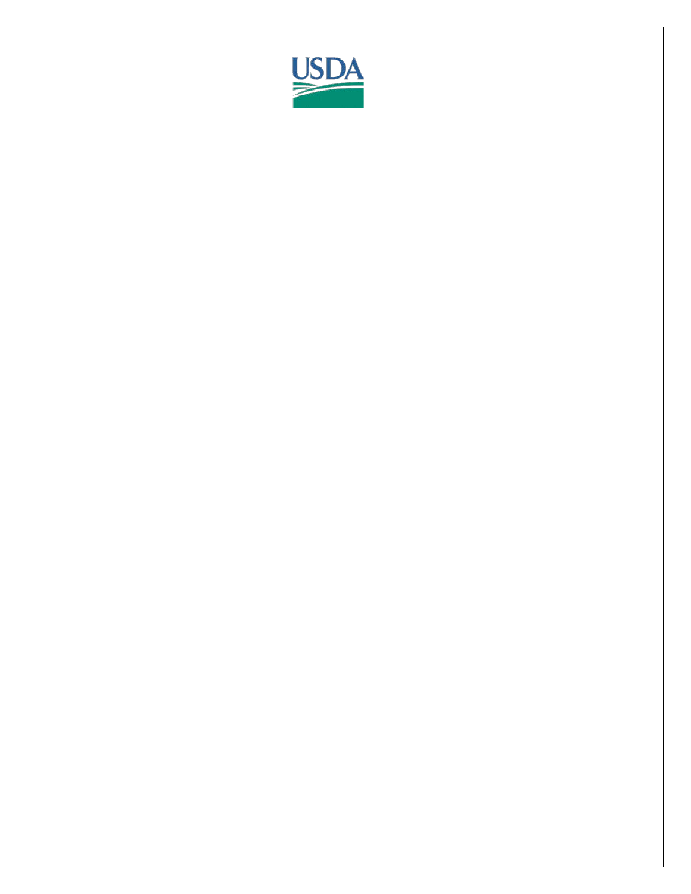USDA